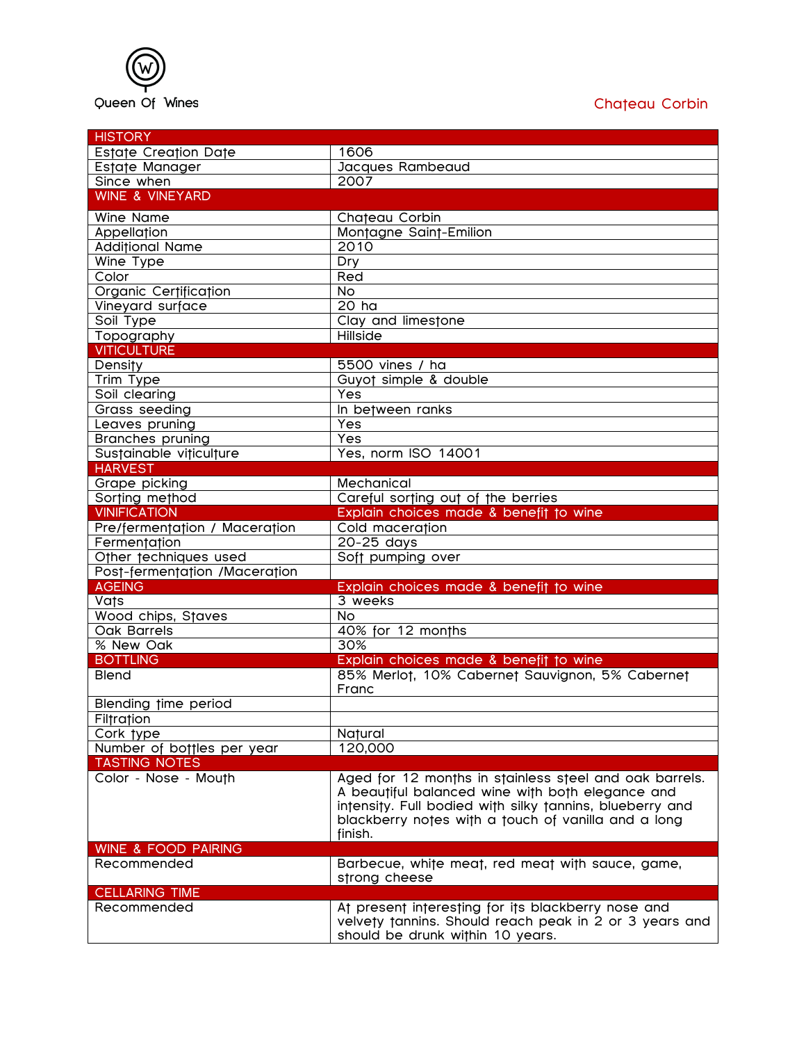Queen Of Wines

# Chateau Corbin

| HISTORY | |
|---|---|
| Estate Creation Date | 1606 |
| Estate Manager | Jacques Rambeaud |
| Since when | 2007 |
| **WINE & VINEYARD** | |
| Wine Name | Chateau Corbin |
| Appellation | Montagne Saint-Emilion |
| Additional Name | 2010 |
| Wine Type | Dry |
| Color | Red |
| Organic Certification | No |
| Vineyard surface | 20 ha |
| Soil Type | Clay and limestone |
| Topography | Hillside |
| **VITICULTURE** | |
| Density | 5500 vines / ha |
| Trim Type | Guyot simple & double |
| Soil clearing | Yes |
| Grass seeding | In between ranks |
| Leaves pruning | Yes |
| Branches pruning | Yes |
| Sustainable viticulture | Yes, norm ISO 14001 |
| **HARVEST** | |
| Grape picking | Mechanical |
| Sorting method | Careful sorting out of the berries |
| **VINIFICATION** | **Explain choices made & benefit to wine** |
| Pre/fermentation / Maceration | Cold maceration |
| Fermentation | 20-25 days |
| Other techniques used | Soft pumping over |
| Post-fermentation /Maceration | |
| **AGEING** | **Explain choices made & benefit to wine** |
| Vats | 3 weeks |
| Wood chips, Staves | No |
| Oak Barrels | 40% for 12 months |
| % New Oak | 30% |
| **BOTTLING** | **Explain choices made & benefit to wine** |
| Blend | 85% Merlot, 10% Cabernet Sauvignon, 5% Cabernet Franc |
| Blending time period | |
| Filtration | |
| Cork type | Natural |
| Number of bottles per year | 120,000 |
| **TASTING NOTES** | |
| Color - Nose - Mouth | Aged for 12 months in stainless steel and oak barrels. A beautiful balanced wine with both elegance and intensity. Full bodied with silky tannins, blueberry and blackberry notes with a touch of vanilla and a long finish. |
| **WINE & FOOD PAIRING** | |
| Recommended | Barbecue, white meat, red meat with sauce, game, strong cheese |
| **CELLARING TIME** | |
| Recommended | At present interesting for its blackberry nose and velvety tannins. Should reach peak in 2 or 3 years and should be drunk within 10 years. |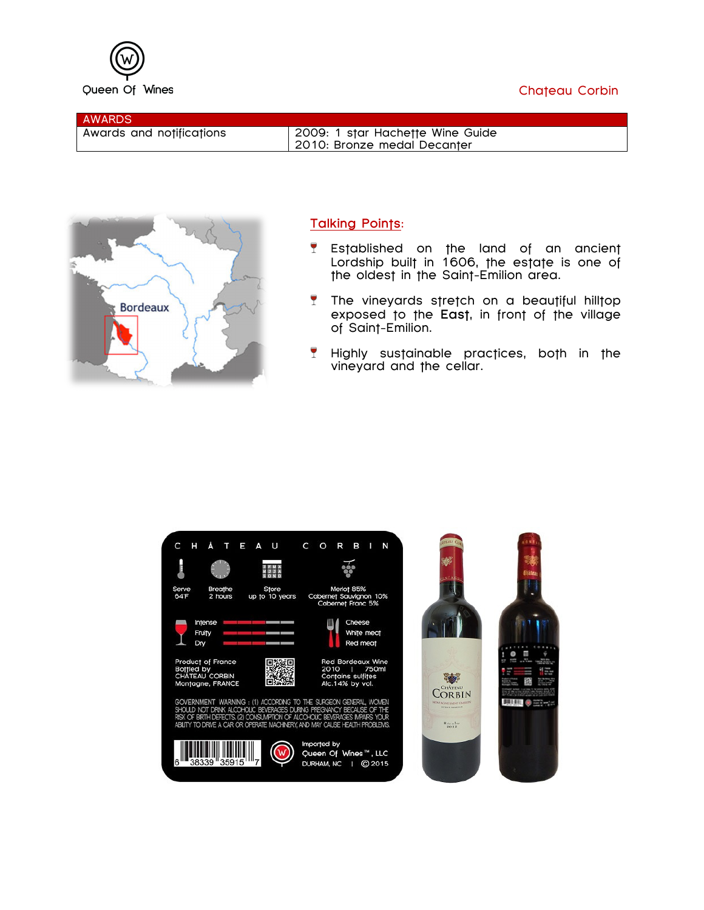Queen Of Wines

Chateau Corbin

| AWARDS | |
|---|---|
| Awards and notifications | 2009: 1 star Hachette Wine Guide<br>2010: Bronze medal Decanter |

Bordeaux

## Talking Points:

- Established on the land of an ancient Lordship built in 1606, the estate is one of the oldest in the Saint-Emilion area.
- The vineyards stretch on a beautiful hilltop exposed to the **East**, in front of the village of Saint-Emilion.
- Highly sustainable practices, both in the vineyard and the cellar.

C H Â T E A U C O R B I N

Serve 64°F

Breathe 2 hours

Store up to 10 years

Merlot 85%
Cabernet Sauvignon 10%
Cabernet Franc 5%

Intense
Fruity
Dry

Cheese
White meat
Red meat

Product of France
Bottled by
CHÂTEAU CORBIN
Montagne, FRANCE

Red Bordeaux Wine
2010 | 750ml
Contains sulfites
Alc.14% by vol.

GOVERNMENT WARNING: (1) ACCORDING TO THE SURGEON GENERAL, WOMEN SHOULD NOT DRINK ALCOHOLIC BEVERAGES DURING PREGNANCY BECAUSE OF THE RISK OF BIRTH DEFECTS. (2) CONSUMPTION OF ALCOHOLIC BEVERAGES IMPAIRS YOUR ABILITY TO DRIVE A CAR OR OPERATE MACHINERY, AND MAY CAUSE HEALTH PROBLEMS.

6 38339 35915 7

Imported by
Queen Of Wines™, LLC
DURHAM, NC | © 2015